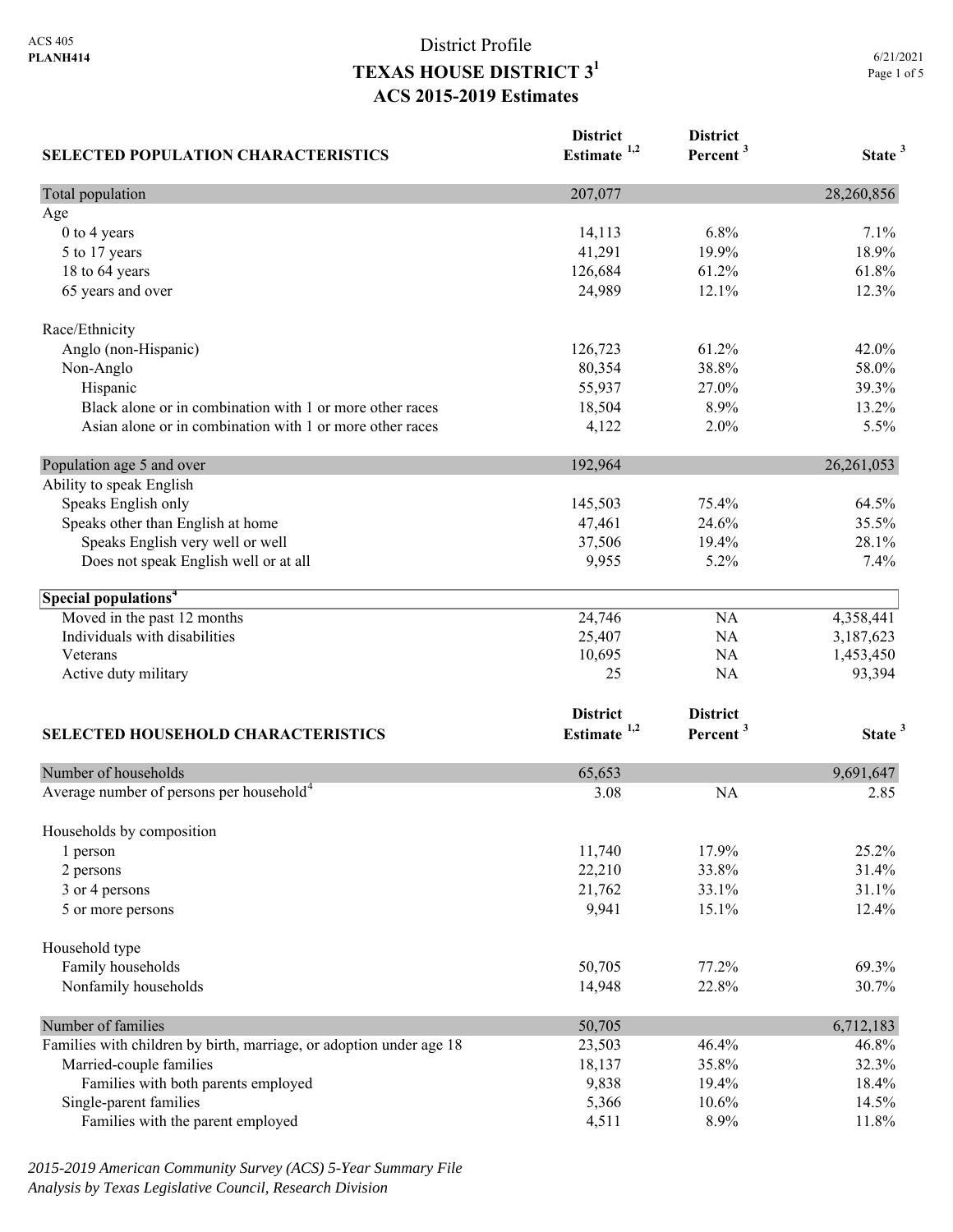ACS 405
**PLANH414**

District Profile

# TEXAS HOUSE DISTRICT 3[1]

## ACS 2015-2019 Estimates

6/21/2021

| SELECTED POPULATION CHARACTERISTICS | District Estimate [1,2] | District Percent [3] | State [3] |
|---|---|---|---|
| Total population | 207,077 | | 28,260,856 |
| Age | | | |
| 0 to 4 years | 14,113 | 6.8% | 7.1% |
| 5 to 17 years | 41,291 | 19.9% | 18.9% |
| 18 to 64 years | 126,684 | 61.2% | 61.8% |
| 65 years and over | 24,989 | 12.1% | 12.3% |
| Race/Ethnicity | | | |
| Anglo (non-Hispanic) | 126,723 | 61.2% | 42.0% |
| Non-Anglo | 80,354 | 38.8% | 58.0% |
| Hispanic | 55,937 | 27.0% | 39.3% |
| Black alone or in combination with 1 or more other races | 18,504 | 8.9% | 13.2% |
| Asian alone or in combination with 1 or more other races | 4,122 | 2.0% | 5.5% |
| Population age 5 and over | 192,964 | | 26,261,053 |
| Ability to speak English | | | |
| Speaks English only | 145,503 | 75.4% | 64.5% |
| Speaks other than English at home | 47,461 | 24.6% | 35.5% |
| Speaks English very well or well | 37,506 | 19.4% | 28.1% |
| Does not speak English well or at all | 9,955 | 5.2% | 7.4% |
| **Special populations[4]** | | | |
| Moved in the past 12 months | 24,746 | NA | 4,358,441 |
| Individuals with disabilities | 25,407 | NA | 3,187,623 |
| Veterans | 10,695 | NA | 1,453,450 |
| Active duty military | 25 | NA | 93,394 |

| SELECTED HOUSEHOLD CHARACTERISTICS | District Estimate [1,2] | District Percent [3] | State [3] |
|---|---|---|---|
| Number of households | 65,653 | | 9,691,647 |
| Average number of persons per household[4] | 3.08 | NA | 2.85 |
| Households by composition | | | |
| 1 person | 11,740 | 17.9% | 25.2% |
| 2 persons | 22,210 | 33.8% | 31.4% |
| 3 or 4 persons | 21,762 | 33.1% | 31.1% |
| 5 or more persons | 9,941 | 15.1% | 12.4% |
| Household type | | | |
| Family households | 50,705 | 77.2% | 69.3% |
| Nonfamily households | 14,948 | 22.8% | 30.7% |
| Number of families | 50,705 | | 6,712,183 |
| Families with children by birth, marriage, or adoption under age 18 | 23,503 | 46.4% | 46.8% |
| Married-couple families | 18,137 | 35.8% | 32.3% |
| Families with both parents employed | 9,838 | 19.4% | 18.4% |
| Single-parent families | 5,366 | 10.6% | 14.5% |
| Families with the parent employed | 4,511 | 8.9% | 11.8% |

*2015-2019 American Community Survey (ACS) 5-Year Summary File*
*Analysis by Texas Legislative Council, Research Division*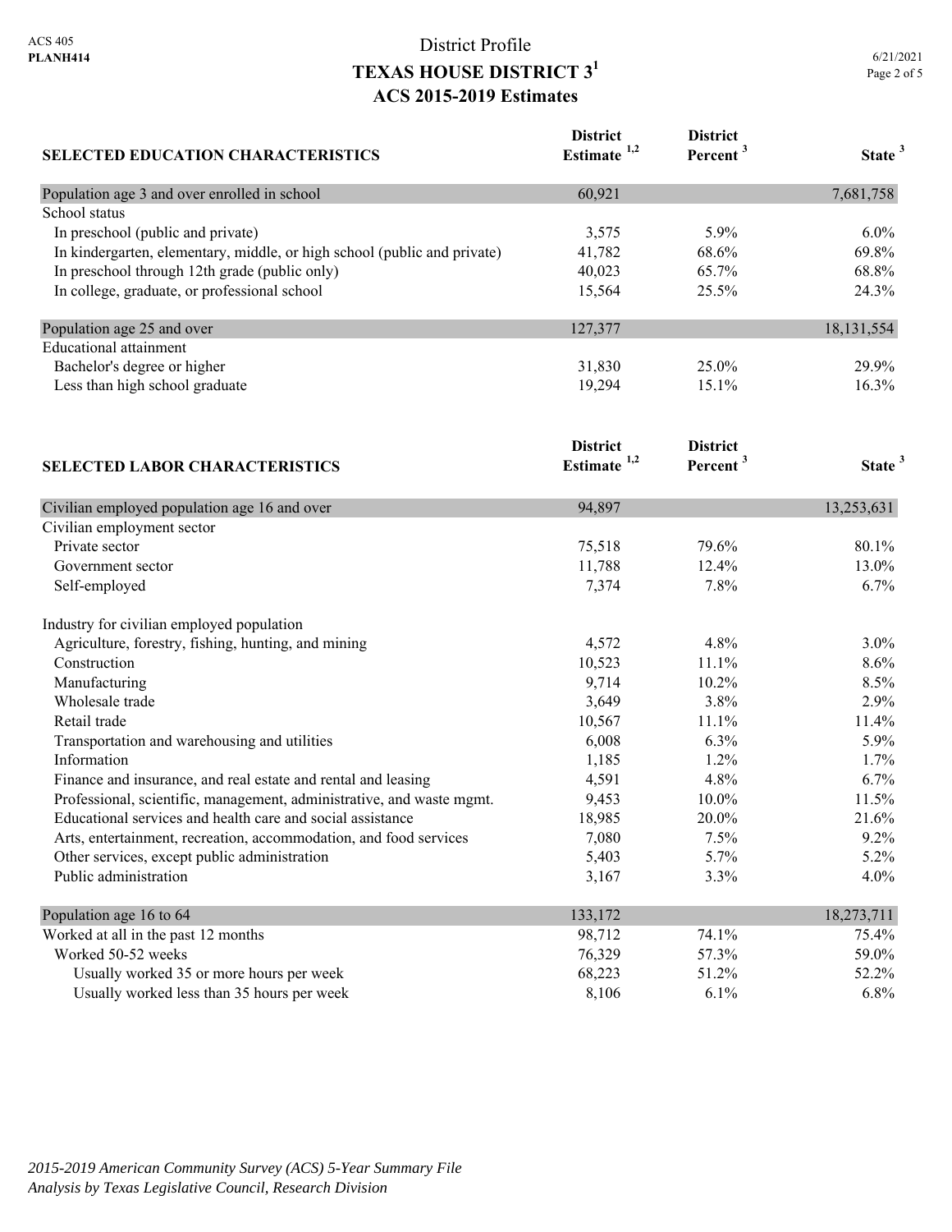# District Profile
## TEXAS HOUSE DISTRICT 3[1]
### ACS 2015-2019 Estimates

| SELECTED EDUCATION CHARACTERISTICS | District Estimate [1,2] | District Percent [3] | State [3] |
|---|---|---|---|
| Population age 3 and over enrolled in school | 60,921 | | 7,681,758 |
| School status | | | |
| In preschool (public and private) | 3,575 | 5.9% | 6.0% |
| In kindergarten, elementary, middle, or high school (public and private) | 41,782 | 68.6% | 69.8% |
| In preschool through 12th grade (public only) | 40,023 | 65.7% | 68.8% |
| In college, graduate, or professional school | 15,564 | 25.5% | 24.3% |
| Population age 25 and over | 127,377 | | 18,131,554 |
| Educational attainment | | | |
| Bachelor's degree or higher | 31,830 | 25.0% | 29.9% |
| Less than high school graduate | 19,294 | 15.1% | 16.3% |

| SELECTED LABOR CHARACTERISTICS | District Estimate [1,2] | District Percent [3] | State [3] |
|---|---|---|---|
| Civilian employed population age 16 and over | 94,897 | | 13,253,631 |
| Civilian employment sector | | | |
| Private sector | 75,518 | 79.6% | 80.1% |
| Government sector | 11,788 | 12.4% | 13.0% |
| Self-employed | 7,374 | 7.8% | 6.7% |
| Industry for civilian employed population | | | |
| Agriculture, forestry, fishing, hunting, and mining | 4,572 | 4.8% | 3.0% |
| Construction | 10,523 | 11.1% | 8.6% |
| Manufacturing | 9,714 | 10.2% | 8.5% |
| Wholesale trade | 3,649 | 3.8% | 2.9% |
| Retail trade | 10,567 | 11.1% | 11.4% |
| Transportation and warehousing and utilities | 6,008 | 6.3% | 5.9% |
| Information | 1,185 | 1.2% | 1.7% |
| Finance and insurance, and real estate and rental and leasing | 4,591 | 4.8% | 6.7% |
| Professional, scientific, management, administrative, and waste mgmt. | 9,453 | 10.0% | 11.5% |
| Educational services and health care and social assistance | 18,985 | 20.0% | 21.6% |
| Arts, entertainment, recreation, accommodation, and food services | 7,080 | 7.5% | 9.2% |
| Other services, except public administration | 5,403 | 5.7% | 5.2% |
| Public administration | 3,167 | 3.3% | 4.0% |
| Population age 16 to 64 | 133,172 | | 18,273,711 |
| Worked at all in the past 12 months | 98,712 | 74.1% | 75.4% |
| Worked 50-52 weeks | 76,329 | 57.3% | 59.0% |
| Usually worked 35 or more hours per week | 68,223 | 51.2% | 52.2% |
| Usually worked less than 35 hours per week | 8,106 | 6.1% | 6.8% |

*2015-2019 American Community Survey (ACS) 5-Year Summary File*
*Analysis by Texas Legislative Council, Research Division*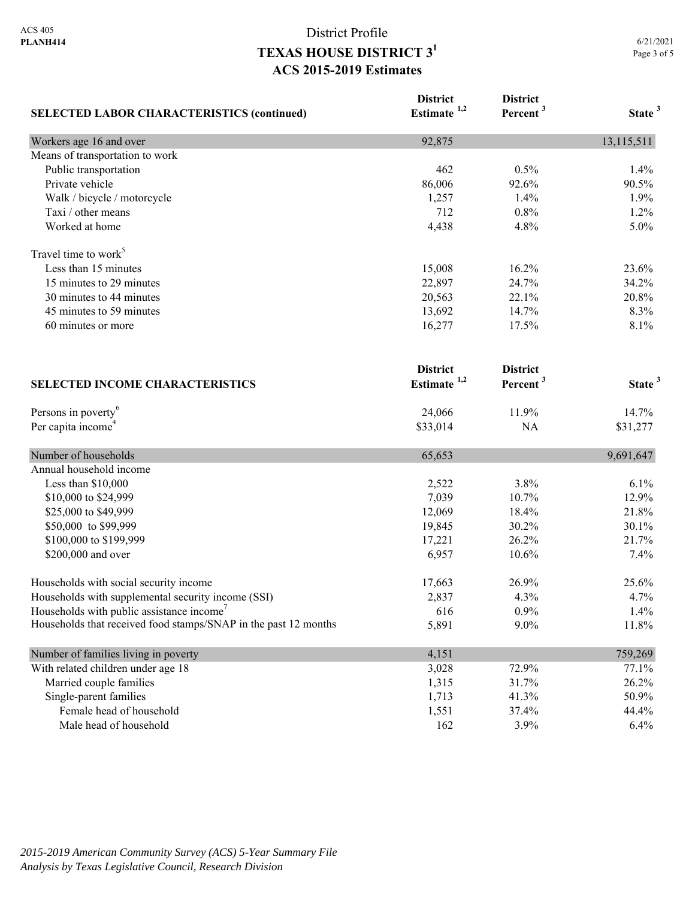District Profile

# TEXAS HOUSE DISTRICT 3[1]

## ACS 2015-2019 Estimates

| SELECTED LABOR CHARACTERISTICS (continued) | District Estimate [1,2] | District Percent [3] | State [3] |
|---|---|---|---|
| Workers age 16 and over | 92,875 | | 13,115,511 |
| Means of transportation to work | | | |
| Public transportation | 462 | 0.5% | 1.4% |
| Private vehicle | 86,006 | 92.6% | 90.5% |
| Walk / bicycle / motorcycle | 1,257 | 1.4% | 1.9% |
| Taxi / other means | 712 | 0.8% | 1.2% |
| Worked at home | 4,438 | 4.8% | 5.0% |
| Travel time to work[5] | | | |
| Less than 15 minutes | 15,008 | 16.2% | 23.6% |
| 15 minutes to 29 minutes | 22,897 | 24.7% | 34.2% |
| 30 minutes to 44 minutes | 20,563 | 22.1% | 20.8% |
| 45 minutes to 59 minutes | 13,692 | 14.7% | 8.3% |
| 60 minutes or more | 16,277 | 17.5% | 8.1% |

| SELECTED INCOME CHARACTERISTICS | District Estimate [1,2] | District Percent [3] | State [3] |
|---|---|---|---|
| Persons in poverty[6] | 24,066 | 11.9% | 14.7% |
| Per capita income[4] | $33,014 | NA | $31,277 |
| Number of households | 65,653 | | 9,691,647 |
| Annual household income | | | |
| Less than $10,000 | 2,522 | 3.8% | 6.1% |
| $10,000 to $24,999 | 7,039 | 10.7% | 12.9% |
| $25,000 to $49,999 | 12,069 | 18.4% | 21.8% |
| $50,000 to $99,999 | 19,845 | 30.2% | 30.1% |
| $100,000 to $199,999 | 17,221 | 26.2% | 21.7% |
| $200,000 and over | 6,957 | 10.6% | 7.4% |
| Households with social security income | 17,663 | 26.9% | 25.6% |
| Households with supplemental security income (SSI) | 2,837 | 4.3% | 4.7% |
| Households with public assistance income[7] | 616 | 0.9% | 1.4% |
| Households that received food stamps/SNAP in the past 12 months | 5,891 | 9.0% | 11.8% |
| Number of families living in poverty | 4,151 | | 759,269 |
| With related children under age 18 | 3,028 | 72.9% | 77.1% |
| Married couple families | 1,315 | 31.7% | 26.2% |
| Single-parent families | 1,713 | 41.3% | 50.9% |
| Female head of household | 1,551 | 37.4% | 44.4% |
| Male head of household | 162 | 3.9% | 6.4% |

*2015-2019 American Community Survey (ACS) 5-Year Summary File*
*Analysis by Texas Legislative Council, Research Division*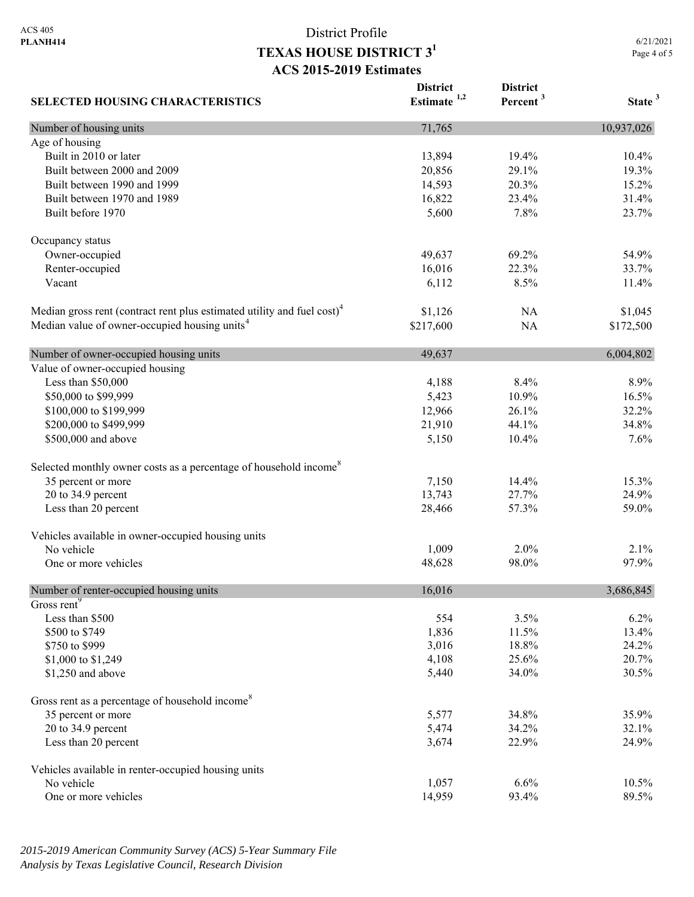ACS 405
**PLANH414**

# District Profile
## TEXAS HOUSE DISTRICT 3[1]
### ACS 2015-2019 Estimates

6/21/2021

| SELECTED HOUSING CHARACTERISTICS | District Estimate [1,2] | District Percent [3] | State [3] |
|---|---|---|---|
| **Number of housing units** | 71,765 | | 10,937,026 |
| Age of housing | | | |
| Built in 2010 or later | 13,894 | 19.4% | 10.4% |
| Built between 2000 and 2009 | 20,856 | 29.1% | 19.3% |
| Built between 1990 and 1999 | 14,593 | 20.3% | 15.2% |
| Built between 1970 and 1989 | 16,822 | 23.4% | 31.4% |
| Built before 1970 | 5,600 | 7.8% | 23.7% |
| Occupancy status | | | |
| Owner-occupied | 49,637 | 69.2% | 54.9% |
| Renter-occupied | 16,016 | 22.3% | 33.7% |
| Vacant | 6,112 | 8.5% | 11.4% |
| Median gross rent (contract rent plus estimated utility and fuel cost)[4] | $1,126 | NA | $1,045 |
| Median value of owner-occupied housing units[4] | $217,600 | NA | $172,500 |
| **Number of owner-occupied housing units** | 49,637 | | 6,004,802 |
| Value of owner-occupied housing | | | |
| Less than $50,000 | 4,188 | 8.4% | 8.9% |
| $50,000 to $99,999 | 5,423 | 10.9% | 16.5% |
| $100,000 to $199,999 | 12,966 | 26.1% | 32.2% |
| $200,000 to $499,999 | 21,910 | 44.1% | 34.8% |
| $500,000 and above | 5,150 | 10.4% | 7.6% |
| Selected monthly owner costs as a percentage of household income[8] | | | |
| 35 percent or more | 7,150 | 14.4% | 15.3% |
| 20 to 34.9 percent | 13,743 | 27.7% | 24.9% |
| Less than 20 percent | 28,466 | 57.3% | 59.0% |
| Vehicles available in owner-occupied housing units | | | |
| No vehicle | 1,009 | 2.0% | 2.1% |
| One or more vehicles | 48,628 | 98.0% | 97.9% |
| **Number of renter-occupied housing units** | 16,016 | | 3,686,845 |
| Gross rent[9] | | | |
| Less than $500 | 554 | 3.5% | 6.2% |
| $500 to $749 | 1,836 | 11.5% | 13.4% |
| $750 to $999 | 3,016 | 18.8% | 24.2% |
| $1,000 to $1,249 | 4,108 | 25.6% | 20.7% |
| $1,250 and above | 5,440 | 34.0% | 30.5% |
| Gross rent as a percentage of household income[8] | | | |
| 35 percent or more | 5,577 | 34.8% | 35.9% |
| 20 to 34.9 percent | 5,474 | 34.2% | 32.1% |
| Less than 20 percent | 3,674 | 22.9% | 24.9% |
| Vehicles available in renter-occupied housing units | | | |
| No vehicle | 1,057 | 6.6% | 10.5% |
| One or more vehicles | 14,959 | 93.4% | 89.5% |

*2015-2019 American Community Survey (ACS) 5-Year Summary File*
*Analysis by Texas Legislative Council, Research Division*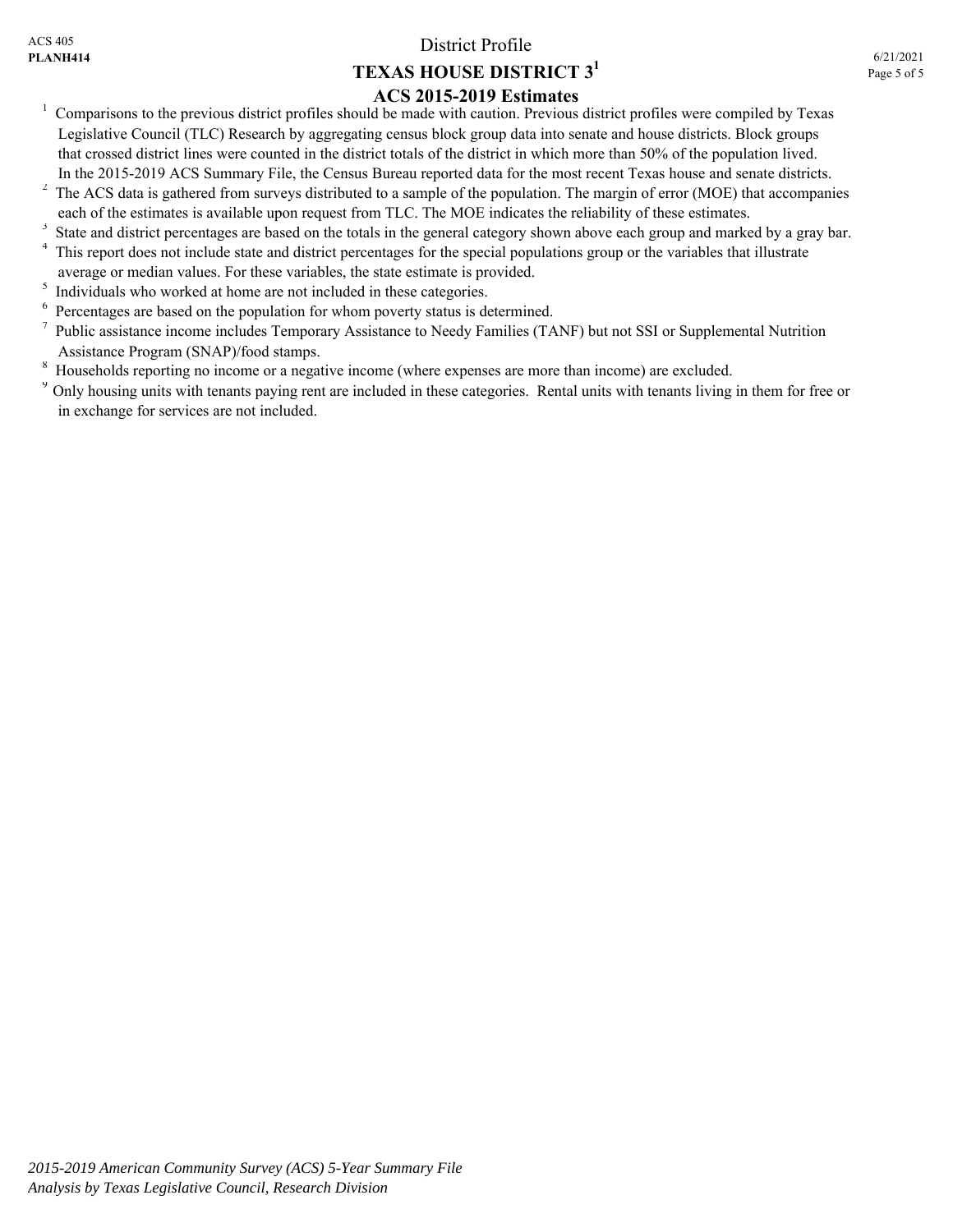[1] Comparisons to the previous district profiles should be made with caution. Previous district profiles were compiled by Texas Legislative Council (TLC) Research by aggregating census block group data into senate and house districts. Block groups that crossed district lines were counted in the district totals of the district in which more than 50% of the population lived. In the 2015-2019 ACS Summary File, the Census Bureau reported data for the most recent Texas house and senate districts.

[2] The ACS data is gathered from surveys distributed to a sample of the population. The margin of error (MOE) that accompanies each of the estimates is available upon request from TLC. The MOE indicates the reliability of these estimates.

[3] State and district percentages are based on the totals in the general category shown above each group and marked by a gray bar.

[4] This report does not include state and district percentages for the special populations group or the variables that illustrate average or median values. For these variables, the state estimate is provided.

[5] Individuals who worked at home are not included in these categories.

[6] Percentages are based on the population for whom poverty status is determined.

[7] Public assistance income includes Temporary Assistance to Needy Families (TANF) but not SSI or Supplemental Nutrition Assistance Program (SNAP)/food stamps.

[8] Households reporting no income or a negative income (where expenses are more than income) are excluded.

[9] Only housing units with tenants paying rent are included in these categories. Rental units with tenants living in them for free or in exchange for services are not included.